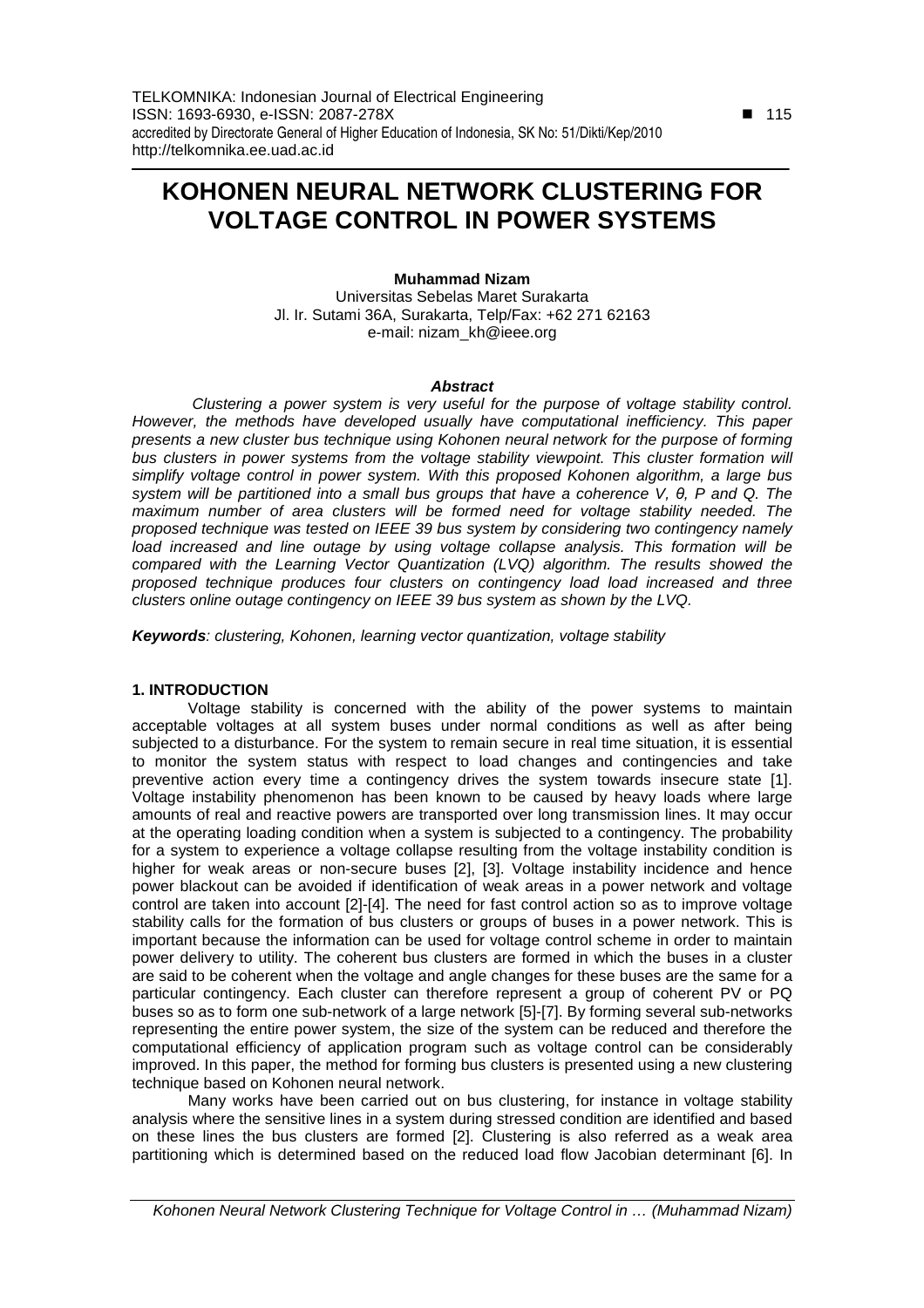# KOHONEN NEURAL NETWORK CLUSTERING FOR VOLTAGE CONTROL IN POWER SYSTEMS

**Muhammad Nizam**

Universitas Sebelas Maret Surakarta
Jl. Ir. Sutami 36A, Surakarta, Telp/Fax: +62 271 62163
e-mail: nizam_kh@ieee.org

***Abstract***

*Clustering a power system is very useful for the purpose of voltage stability control. However, the methods have developed usually have computational inefficiency. This paper presents a new cluster bus technique using Kohonen neural network for the purpose of forming bus clusters in power systems from the voltage stability viewpoint. This cluster formation will simplify voltage control in power system. With this proposed Kohonen algorithm, a large bus system will be partitioned into a small bus groups that have a coherence V, θ, P and Q. The maximum number of area clusters will be formed need for voltage stability needed. The proposed technique was tested on IEEE 39 bus system by considering two contingency namely load increased and line outage by using voltage collapse analysis. This formation will be compared with the Learning Vector Quantization (LVQ) algorithm. The results showed the proposed technique produces four clusters on contingency load load increased and three clusters online outage contingency on IEEE 39 bus system as shown by the LVQ.*

***Keywords**: clustering, Kohonen, learning vector quantization, voltage stability*

## 1. INTRODUCTION

Voltage stability is concerned with the ability of the power systems to maintain acceptable voltages at all system buses under normal conditions as well as after being subjected to a disturbance. For the system to remain secure in real time situation, it is essential to monitor the system status with respect to load changes and contingencies and take preventive action every time a contingency drives the system towards insecure state [1]. Voltage instability phenomenon has been known to be caused by heavy loads where large amounts of real and reactive powers are transported over long transmission lines. It may occur at the operating loading condition when a system is subjected to a contingency. The probability for a system to experience a voltage collapse resulting from the voltage instability condition is higher for weak areas or non-secure buses [2], [3]. Voltage instability incidence and hence power blackout can be avoided if identification of weak areas in a power network and voltage control are taken into account [2]-[4]. The need for fast control action so as to improve voltage stability calls for the formation of bus clusters or groups of buses in a power network. This is important because the information can be used for voltage control scheme in order to maintain power delivery to utility. The coherent bus clusters are formed in which the buses in a cluster are said to be coherent when the voltage and angle changes for these buses are the same for a particular contingency. Each cluster can therefore represent a group of coherent PV or PQ buses so as to form one sub-network of a large network [5]-[7]. By forming several sub-networks representing the entire power system, the size of the system can be reduced and therefore the computational efficiency of application program such as voltage control can be considerably improved. In this paper, the method for forming bus clusters is presented using a new clustering technique based on Kohonen neural network.

Many works have been carried out on bus clustering, for instance in voltage stability analysis where the sensitive lines in a system during stressed condition are identified and based on these lines the bus clusters are formed [2]. Clustering is also referred as a weak area partitioning which is determined based on the reduced load flow Jacobian determinant [6]. In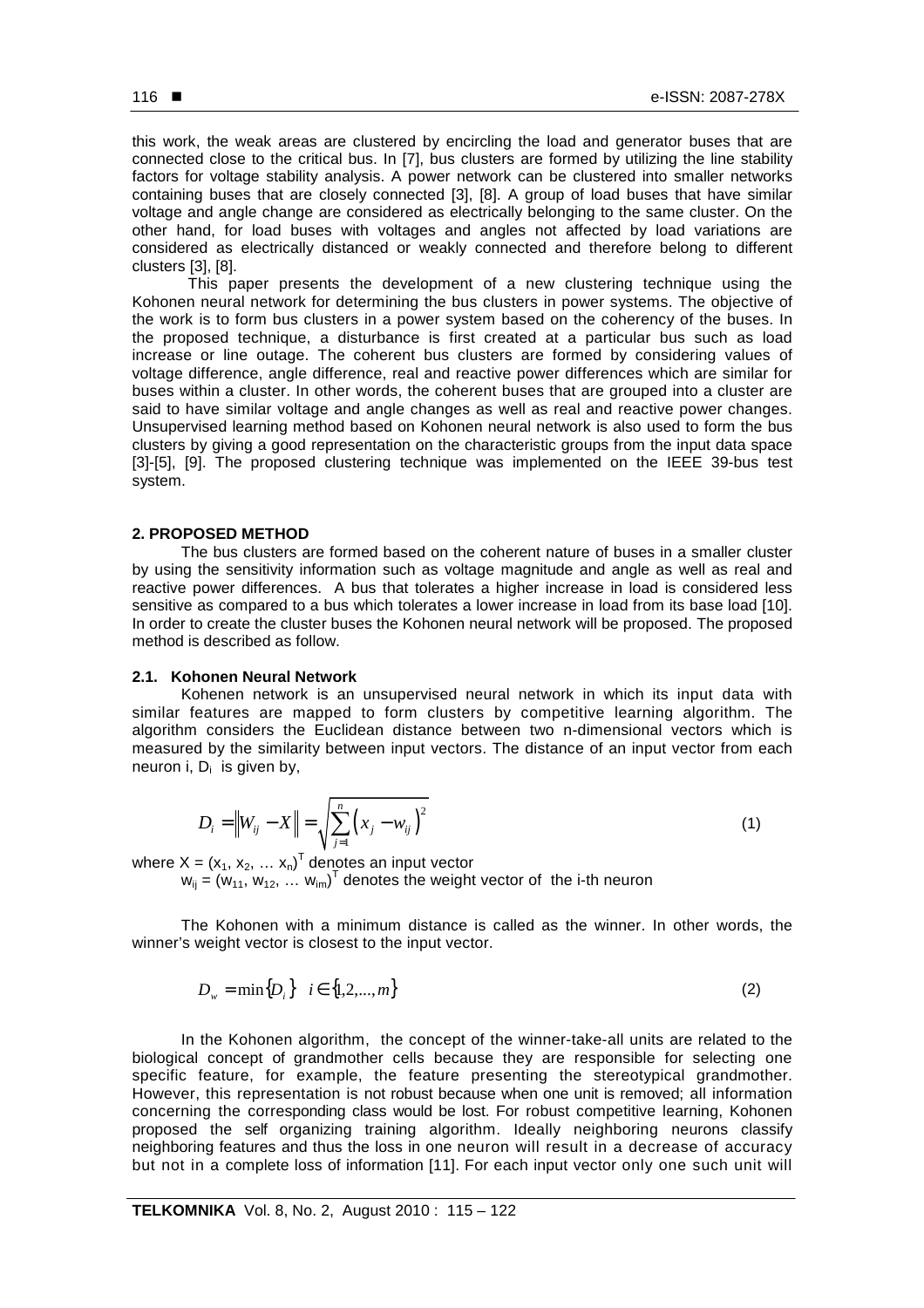this work, the weak areas are clustered by encircling the load and generator buses that are connected close to the critical bus. In [7], bus clusters are formed by utilizing the line stability factors for voltage stability analysis. A power network can be clustered into smaller networks containing buses that are closely connected [3], [8]. A group of load buses that have similar voltage and angle change are considered as electrically belonging to the same cluster. On the other hand, for load buses with voltages and angles not affected by load variations are considered as electrically distanced or weakly connected and therefore belong to different clusters [3], [8].

This paper presents the development of a new clustering technique using the Kohonen neural network for determining the bus clusters in power systems. The objective of the work is to form bus clusters in a power system based on the coherency of the buses. In the proposed technique, a disturbance is first created at a particular bus such as load increase or line outage. The coherent bus clusters are formed by considering values of voltage difference, angle difference, real and reactive power differences which are similar for buses within a cluster. In other words, the coherent buses that are grouped into a cluster are said to have similar voltage and angle changes as well as real and reactive power changes. Unsupervised learning method based on Kohonen neural network is also used to form the bus clusters by giving a good representation on the characteristic groups from the input data space [3]-[5], [9]. The proposed clustering technique was implemented on the IEEE 39-bus test system.

## 2. PROPOSED METHOD

The bus clusters are formed based on the coherent nature of buses in a smaller cluster by using the sensitivity information such as voltage magnitude and angle as well as real and reactive power differences. A bus that tolerates a higher increase in load is considered less sensitive as compared to a bus which tolerates a lower increase in load from its base load [10]. In order to create the cluster buses the Kohonen neural network will be proposed. The proposed method is described as follow.

### 2.1. Kohonen Neural Network

Kohenen network is an unsupervised neural network in which its input data with similar features are mapped to form clusters by competitive learning algorithm. The algorithm considers the Euclidean distance between two n-dimensional vectors which is measured by the similarity between input vectors. The distance of an input vector from each neuron i, $D_i$ is given by,

$$D_i = \left\| W_{ij} - X \right\| = \sqrt{\sum_{j=1}^{n} \left( x_j - w_{ij} \right)^2} \tag{1}$$

where $X = (x_1, x_2, \ldots x_n)^T$ denotes an input vector

$w_{ij} = (w_{11}, w_{12}, \ldots w_{im})^T$ denotes the weight vector of the i-th neuron

The Kohonen with a minimum distance is called as the winner. In other words, the winner's weight vector is closest to the input vector.

$$D_w = \min\{D_i\} \quad i \in \{1,2,...,m\} \tag{2}$$

In the Kohonen algorithm, the concept of the winner-take-all units are related to the biological concept of grandmother cells because they are responsible for selecting one specific feature, for example, the feature presenting the stereotypical grandmother. However, this representation is not robust because when one unit is removed; all information concerning the corresponding class would be lost. For robust competitive learning, Kohonen proposed the self organizing training algorithm. Ideally neighboring neurons classify neighboring features and thus the loss in one neuron will result in a decrease of accuracy but not in a complete loss of information [11]. For each input vector only one such unit will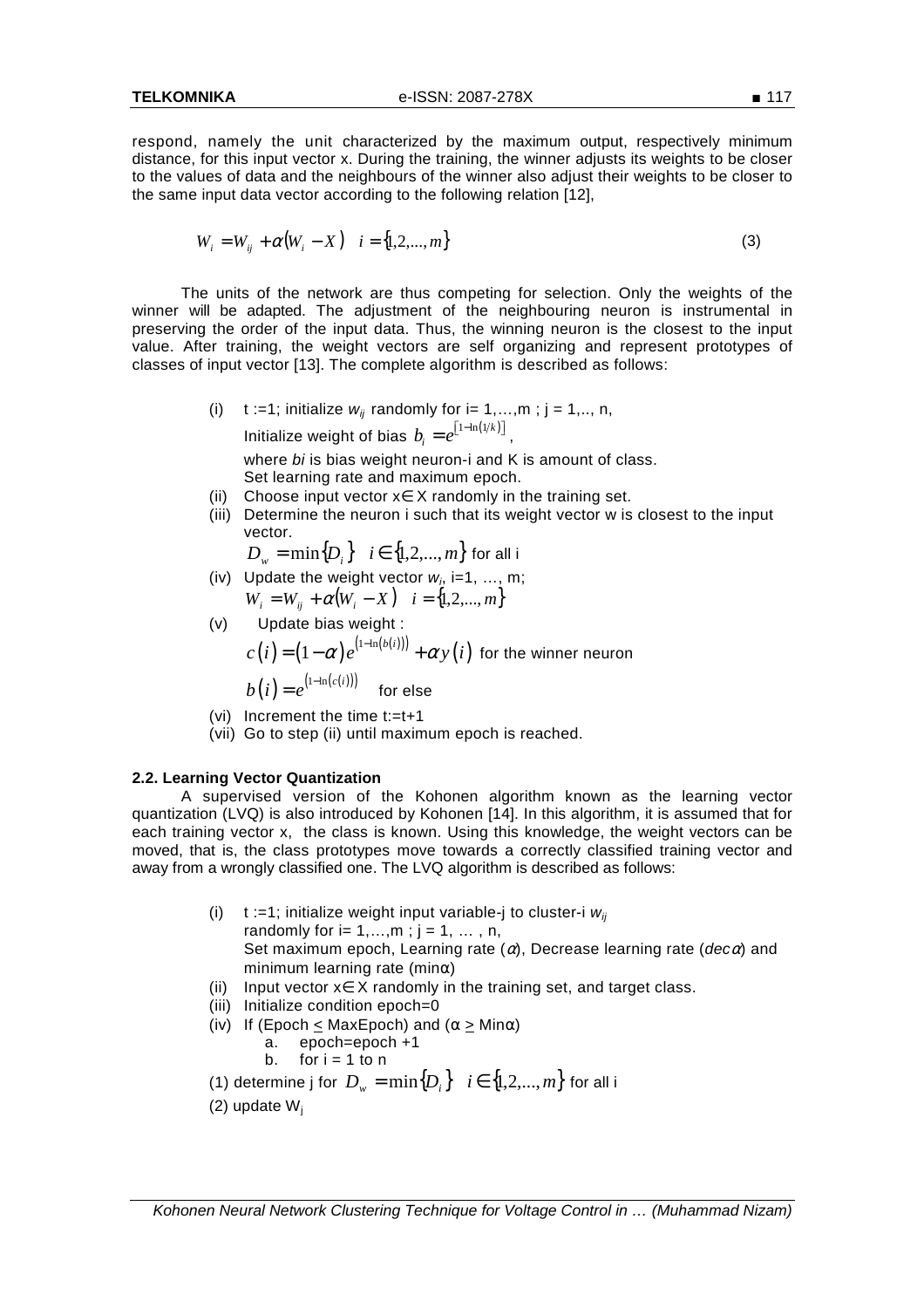respond, namely the unit characterized by the maximum output, respectively minimum distance, for this input vector x. During the training, the winner adjusts its weights to be closer to the values of data and the neighbours of the winner also adjust their weights to be closer to the same input data vector according to the following relation [12],

$$W_i = W_{ij} + \alpha(W_i - X) \quad i = \{1,2,...,m\} \tag{3}$$

The units of the network are thus competing for selection. Only the weights of the winner will be adapted. The adjustment of the neighbouring neuron is instrumental in preserving the order of the input data. Thus, the winning neuron is the closest to the input value. After training, the weight vectors are self organizing and represent prototypes of classes of input vector [13]. The complete algorithm is described as follows:

(i) t :=1; initialize $w_{ij}$ randomly for i= 1,…,m ; j = 1,.., n,
Initialize weight of bias $b_i = e^{[1-\ln(1/k)]}$,
where *bi* is bias weight neuron-i and K is amount of class.
Set learning rate and maximum epoch.

(ii) Choose input vector x∈X randomly in the training set.

(iii) Determine the neuron i such that its weight vector w is closest to the input vector.
$D_w = \min\{D_i\} \quad i \in \{1,2,...,m\}$ for all i

(iv) Update the weight vector $w_i$, i=1, …, m;
$W_i = W_{ij} + \alpha(W_i - X) \quad i = \{1,2,...,m\}$

(v) Update bias weight :
$c(i) = (1-\alpha)e^{(1-\ln(b(i)))} + \alpha y(i)$ for the winner neuron
$b(i) = e^{(1-\ln(c(i)))}$ for else

(vi) Increment the time t:=t+1

(vii) Go to step (ii) until maximum epoch is reached.

### 2.2. Learning Vector Quantization

A supervised version of the Kohonen algorithm known as the learning vector quantization (LVQ) is also introduced by Kohonen [14]. In this algorithm, it is assumed that for each training vector x, the class is known. Using this knowledge, the weight vectors can be moved, that is, the class prototypes move towards a correctly classified training vector and away from a wrongly classified one. The LVQ algorithm is described as follows:

(i) t :=1; initialize weight input variable-j to cluster-i $w_{ij}$ randomly for i= 1,…,m ; j = 1, … , n,
Set maximum epoch, Learning rate ($\alpha$), Decrease learning rate (*dec*$\alpha$) and minimum learning rate (minα)

(ii) Input vector x∈X randomly in the training set, and target class.

(iii) Initialize condition epoch=0

(iv) If (Epoch ≤ MaxEpoch) and (α ≥ Minα)
   a. epoch=epoch +1
   b. for i = 1 to n

(1) determine j for $D_w = \min\{D_i\} \quad i \in \{1,2,...,m\}$ for all i

(2) update $W_j$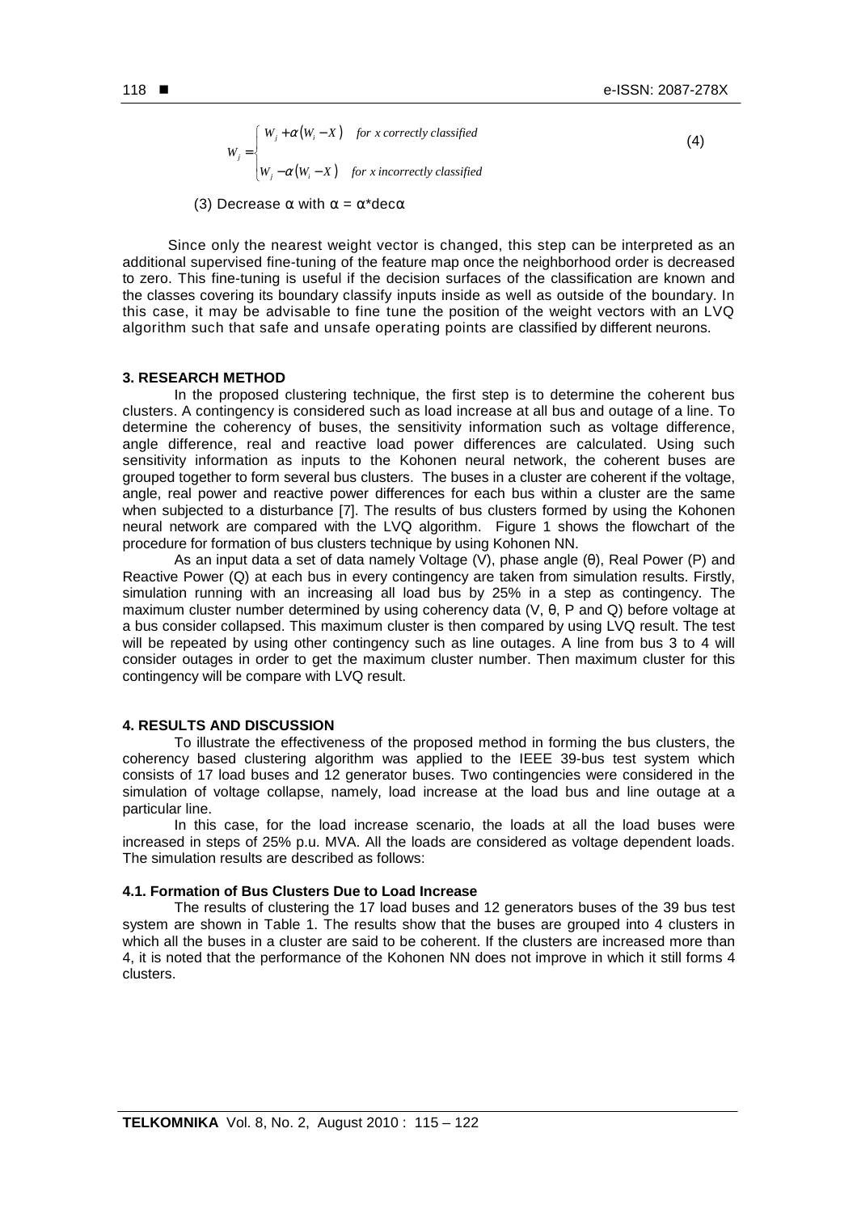$$
W_j = \begin{cases} W_j + \alpha(W_i - X) & \text{for } x \text{ correctly classified} \\ W_j - \alpha(W_i - X) & \text{for } x \text{ incorrectly classified} \end{cases} \tag{4}
$$

(3) Decrease $\alpha$ with $\alpha = \alpha^* \text{dec}\alpha$

Since only the nearest weight vector is changed, this step can be interpreted as an additional supervised fine-tuning of the feature map once the neighborhood order is decreased to zero. This fine-tuning is useful if the decision surfaces of the classification are known and the classes covering its boundary classify inputs inside as well as outside of the boundary. In this case, it may be advisable to fine tune the position of the weight vectors with an LVQ algorithm such that safe and unsafe operating points are classified by different neurons.

## 3. RESEARCH METHOD

In the proposed clustering technique, the first step is to determine the coherent bus clusters. A contingency is considered such as load increase at all bus and outage of a line. To determine the coherency of buses, the sensitivity information such as voltage difference, angle difference, real and reactive load power differences are calculated. Using such sensitivity information as inputs to the Kohonen neural network, the coherent buses are grouped together to form several bus clusters. The buses in a cluster are coherent if the voltage, angle, real power and reactive power differences for each bus within a cluster are the same when subjected to a disturbance [7]. The results of bus clusters formed by using the Kohonen neural network are compared with the LVQ algorithm. Figure 1 shows the flowchart of the procedure for formation of bus clusters technique by using Kohonen NN.

As an input data a set of data namely Voltage (V), phase angle (θ), Real Power (P) and Reactive Power (Q) at each bus in every contingency are taken from simulation results. Firstly, simulation running with an increasing all load bus by 25% in a step as contingency. The maximum cluster number determined by using coherency data (V, θ, P and Q) before voltage at a bus consider collapsed. This maximum cluster is then compared by using LVQ result. The test will be repeated by using other contingency such as line outages. A line from bus 3 to 4 will consider outages in order to get the maximum cluster number. Then maximum cluster for this contingency will be compare with LVQ result.

## 4. RESULTS AND DISCUSSION

To illustrate the effectiveness of the proposed method in forming the bus clusters, the coherency based clustering algorithm was applied to the IEEE 39-bus test system which consists of 17 load buses and 12 generator buses. Two contingencies were considered in the simulation of voltage collapse, namely, load increase at the load bus and line outage at a particular line.

In this case, for the load increase scenario, the loads at all the load buses were increased in steps of 25% p.u. MVA. All the loads are considered as voltage dependent loads. The simulation results are described as follows:

### 4.1. Formation of Bus Clusters Due to Load Increase

The results of clustering the 17 load buses and 12 generators buses of the 39 bus test system are shown in Table 1. The results show that the buses are grouped into 4 clusters in which all the buses in a cluster are said to be coherent. If the clusters are increased more than 4, it is noted that the performance of the Kohonen NN does not improve in which it still forms 4 clusters.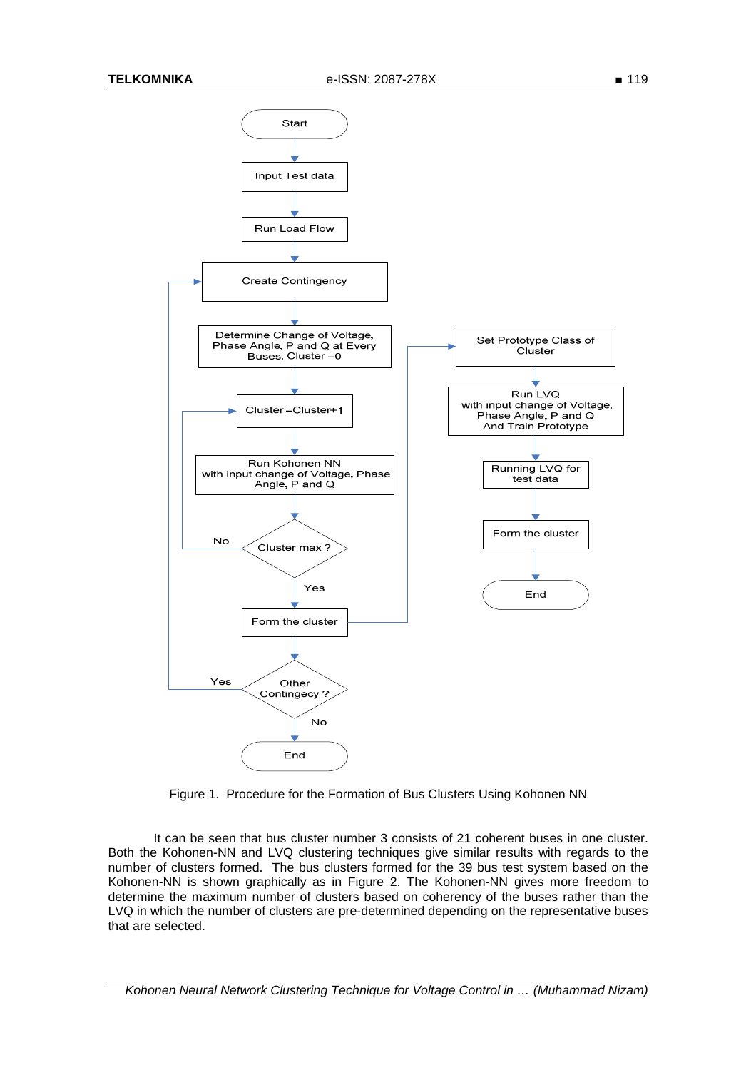Figure 1. Procedure for the Formation of Bus Clusters Using Kohonen NN

It can be seen that bus cluster number 3 consists of 21 coherent buses in one cluster. Both the Kohonen-NN and LVQ clustering techniques give similar results with regards to the number of clusters formed. The bus clusters formed for the 39 bus test system based on the Kohonen-NN is shown graphically as in Figure 2. The Kohonen-NN gives more freedom to determine the maximum number of clusters based on coherency of the buses rather than the LVQ in which the number of clusters are pre-determined depending on the representative buses that are selected.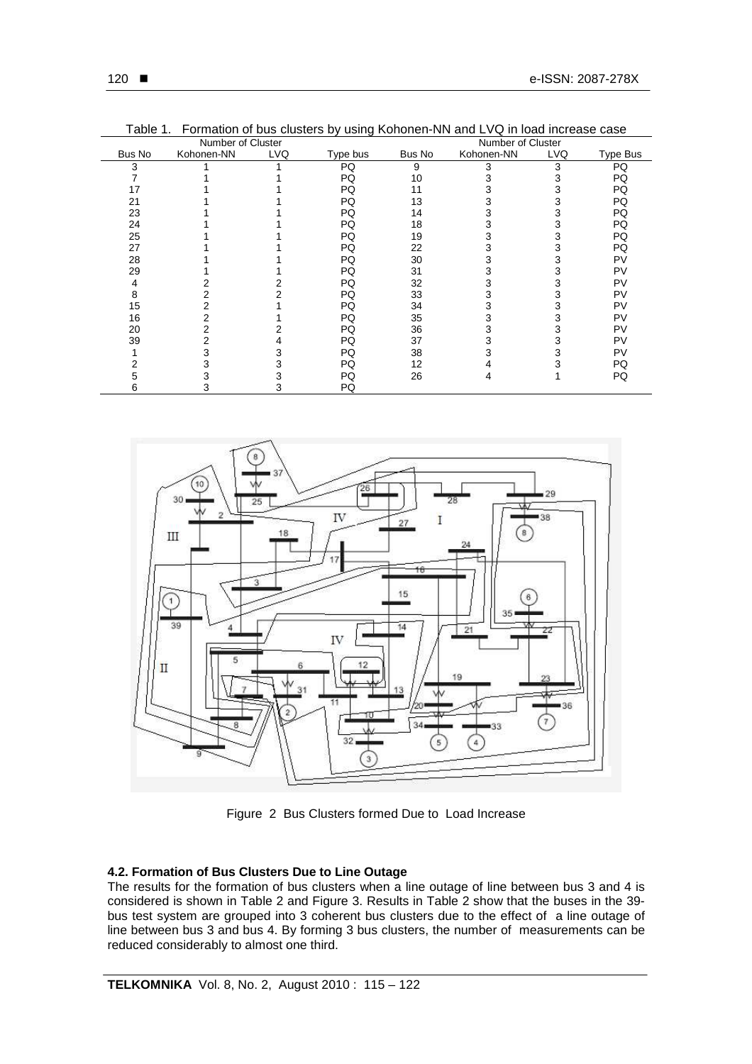Table 1. Formation of bus clusters by using Kohonen-NN and LVQ in load increase case

| | Number of Cluster | | | | Number of Cluster | | |
|---|---|---|---|---|---|---|---|
| Bus No | Kohonen-NN | LVQ | Type bus | Bus No | Kohonen-NN | LVQ | Type Bus |
| 3 | 1 | 1 | PQ | 9 | 3 | 3 | PQ |
| 7 | 1 | 1 | PQ | 10 | 3 | 3 | PQ |
| 17 | 1 | 1 | PQ | 11 | 3 | 3 | PQ |
| 21 | 1 | 1 | PQ | 13 | 3 | 3 | PQ |
| 23 | 1 | 1 | PQ | 14 | 3 | 3 | PQ |
| 24 | 1 | 1 | PQ | 18 | 3 | 3 | PQ |
| 25 | 1 | 1 | PQ | 19 | 3 | 3 | PQ |
| 27 | 1 | 1 | PQ | 22 | 3 | 3 | PQ |
| 28 | 1 | 1 | PQ | 30 | 3 | 3 | PV |
| 29 | 1 | 1 | PQ | 31 | 3 | 3 | PV |
| 4 | 2 | 2 | PQ | 32 | 3 | 3 | PV |
| 8 | 2 | 2 | PQ | 33 | 3 | 3 | PV |
| 15 | 2 | 1 | PQ | 34 | 3 | 3 | PV |
| 16 | 2 | 1 | PQ | 35 | 3 | 3 | PV |
| 20 | 2 | 2 | PQ | 36 | 3 | 3 | PV |
| 39 | 2 | 4 | PQ | 37 | 3 | 3 | PV |
| 1 | 3 | 3 | PQ | 38 | 3 | 3 | PV |
| 2 | 3 | 3 | PQ | 12 | 4 | 3 | PQ |
| 5 | 3 | 3 | PQ | 26 | 4 | 1 | PQ |
| 6 | 3 | 3 | PQ | | | | |

Figure 2 Bus Clusters formed Due to Load Increase

### 4.2. Formation of Bus Clusters Due to Line Outage

The results for the formation of bus clusters when a line outage of line between bus 3 and 4 is considered is shown in Table 2 and Figure 3. Results in Table 2 show that the buses in the 39-bus test system are grouped into 3 coherent bus clusters due to the effect of a line outage of line between bus 3 and bus 4. By forming 3 bus clusters, the number of measurements can be reduced considerably to almost one third.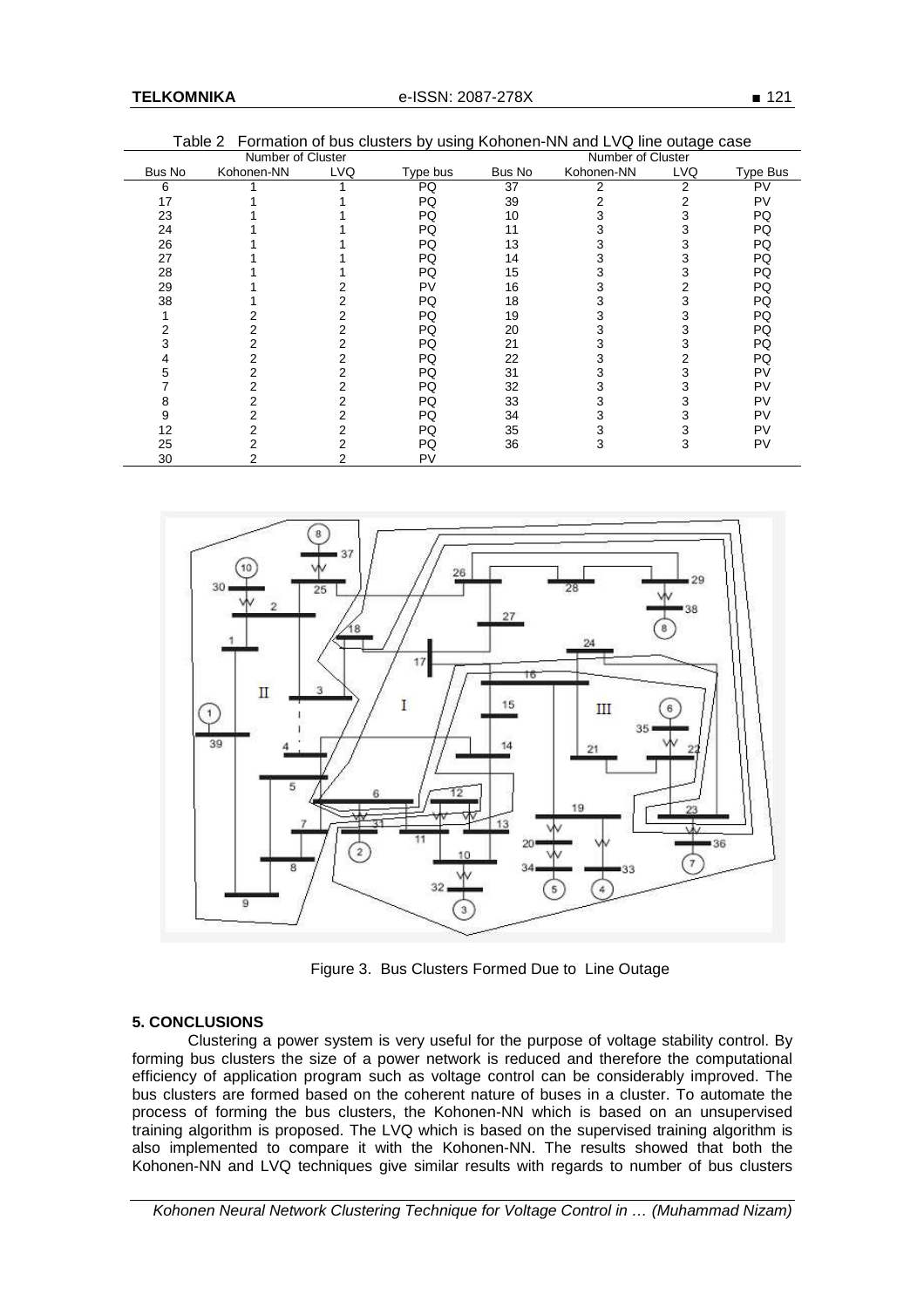Table 2 Formation of bus clusters by using Kohonen-NN and LVQ line outage case

| | Number of Cluster | | | | Number of Cluster | | |
|---|---|---|---|---|---|---|---|
| Bus No | Kohonen-NN | LVQ | Type bus | Bus No | Kohonen-NN | LVQ | Type Bus |
| 6 | 1 | 1 | PQ | 37 | 2 | 2 | PV |
| 17 | 1 | 1 | PQ | 39 | 2 | 2 | PV |
| 23 | 1 | 1 | PQ | 10 | 3 | 3 | PQ |
| 24 | 1 | 1 | PQ | 11 | 3 | 3 | PQ |
| 26 | 1 | 1 | PQ | 13 | 3 | 3 | PQ |
| 27 | 1 | 1 | PQ | 14 | 3 | 3 | PQ |
| 28 | 1 | 1 | PQ | 15 | 3 | 3 | PQ |
| 29 | 1 | 2 | PV | 16 | 3 | 2 | PQ |
| 38 | 1 | 2 | PQ | 18 | 3 | 3 | PQ |
| 1 | 2 | 2 | PQ | 19 | 3 | 3 | PQ |
| 2 | 2 | 2 | PQ | 20 | 3 | 3 | PQ |
| 3 | 2 | 2 | PQ | 21 | 3 | 3 | PQ |
| 4 | 2 | 2 | PQ | 22 | 3 | 2 | PQ |
| 5 | 2 | 2 | PQ | 31 | 3 | 3 | PV |
| 7 | 2 | 2 | PQ | 32 | 3 | 3 | PV |
| 8 | 2 | 2 | PQ | 33 | 3 | 3 | PV |
| 9 | 2 | 2 | PQ | 34 | 3 | 3 | PV |
| 12 | 2 | 2 | PQ | 35 | 3 | 3 | PV |
| 25 | 2 | 2 | PQ | 36 | 3 | 3 | PV |
| 30 | 2 | 2 | PV | | | | |

Figure 3. Bus Clusters Formed Due to Line Outage

## 5. CONCLUSIONS

Clustering a power system is very useful for the purpose of voltage stability control. By forming bus clusters the size of a power network is reduced and therefore the computational efficiency of application program such as voltage control can be considerably improved. The bus clusters are formed based on the coherent nature of buses in a cluster. To automate the process of forming the bus clusters, the Kohonen-NN which is based on an unsupervised training algorithm is proposed. The LVQ which is based on the supervised training algorithm is also implemented to compare it with the Kohonen-NN. The results showed that both the Kohonen-NN and LVQ techniques give similar results with regards to number of bus clusters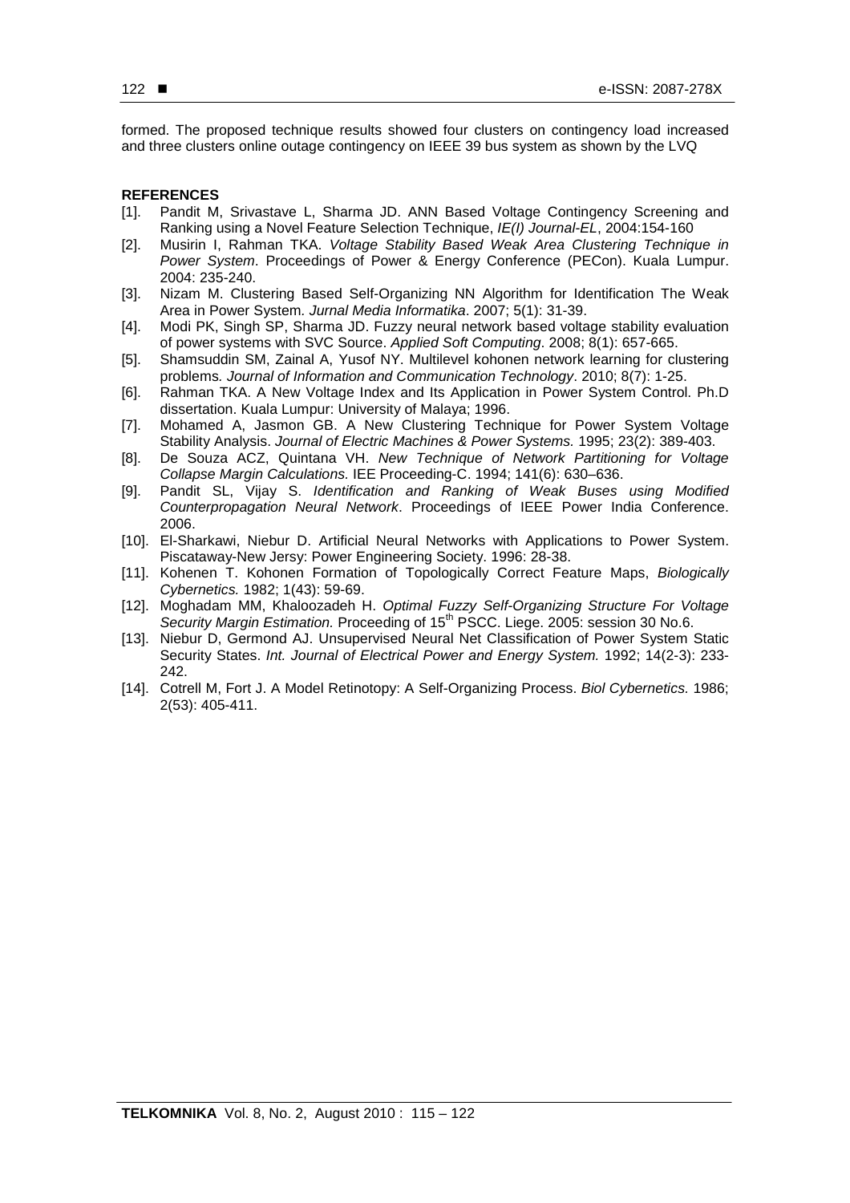formed. The proposed technique results showed four clusters on contingency load increased and three clusters online outage contingency on IEEE 39 bus system as shown by the LVQ

## REFERENCES

[1]. Pandit M, Srivastave L, Sharma JD. ANN Based Voltage Contingency Screening and Ranking using a Novel Feature Selection Technique, *IE(I) Journal-EL*, 2004:154-160

[2]. Musirin I, Rahman TKA. *Voltage Stability Based Weak Area Clustering Technique in Power System*. Proceedings of Power & Energy Conference (PECon). Kuala Lumpur. 2004: 235-240.

[3]. Nizam M. Clustering Based Self-Organizing NN Algorithm for Identification The Weak Area in Power System. *Jurnal Media Informatika*. 2007; 5(1): 31-39.

[4]. Modi PK, Singh SP, Sharma JD. Fuzzy neural network based voltage stability evaluation of power systems with SVC Source. *Applied Soft Computing*. 2008; 8(1): 657-665.

[5]. Shamsuddin SM, Zainal A, Yusof NY. Multilevel kohonen network learning for clustering problems. *Journal of Information and Communication Technology*. 2010; 8(7): 1-25.

[6]. Rahman TKA. A New Voltage Index and Its Application in Power System Control. Ph.D dissertation. Kuala Lumpur: University of Malaya; 1996.

[7]. Mohamed A, Jasmon GB. A New Clustering Technique for Power System Voltage Stability Analysis. *Journal of Electric Machines & Power Systems*. 1995; 23(2): 389-403.

[8]. De Souza ACZ, Quintana VH. *New Technique of Network Partitioning for Voltage Collapse Margin Calculations.* IEE Proceeding-C. 1994; 141(6): 630–636.

[9]. Pandit SL, Vijay S. *Identification and Ranking of Weak Buses using Modified Counterpropagation Neural Network*. Proceedings of IEEE Power India Conference. 2006.

[10]. El-Sharkawi, Niebur D. Artificial Neural Networks with Applications to Power System. Piscataway-New Jersy: Power Engineering Society. 1996: 28-38.

[11]. Kohenen T. Kohonen Formation of Topologically Correct Feature Maps, *Biologically Cybernetics.* 1982; 1(43): 59-69.

[12]. Moghadam MM, Khaloozadeh H. *Optimal Fuzzy Self-Organizing Structure For Voltage Security Margin Estimation.* Proceeding of 15th PSCC. Liege. 2005: session 30 No.6.

[13]. Niebur D, Germond AJ. Unsupervised Neural Net Classification of Power System Static Security States. *Int. Journal of Electrical Power and Energy System.* 1992; 14(2-3): 233-242.

[14]. Cotrell M, Fort J. A Model Retinotopy: A Self-Organizing Process. *Biol Cybernetics.* 1986; 2(53): 405-411.